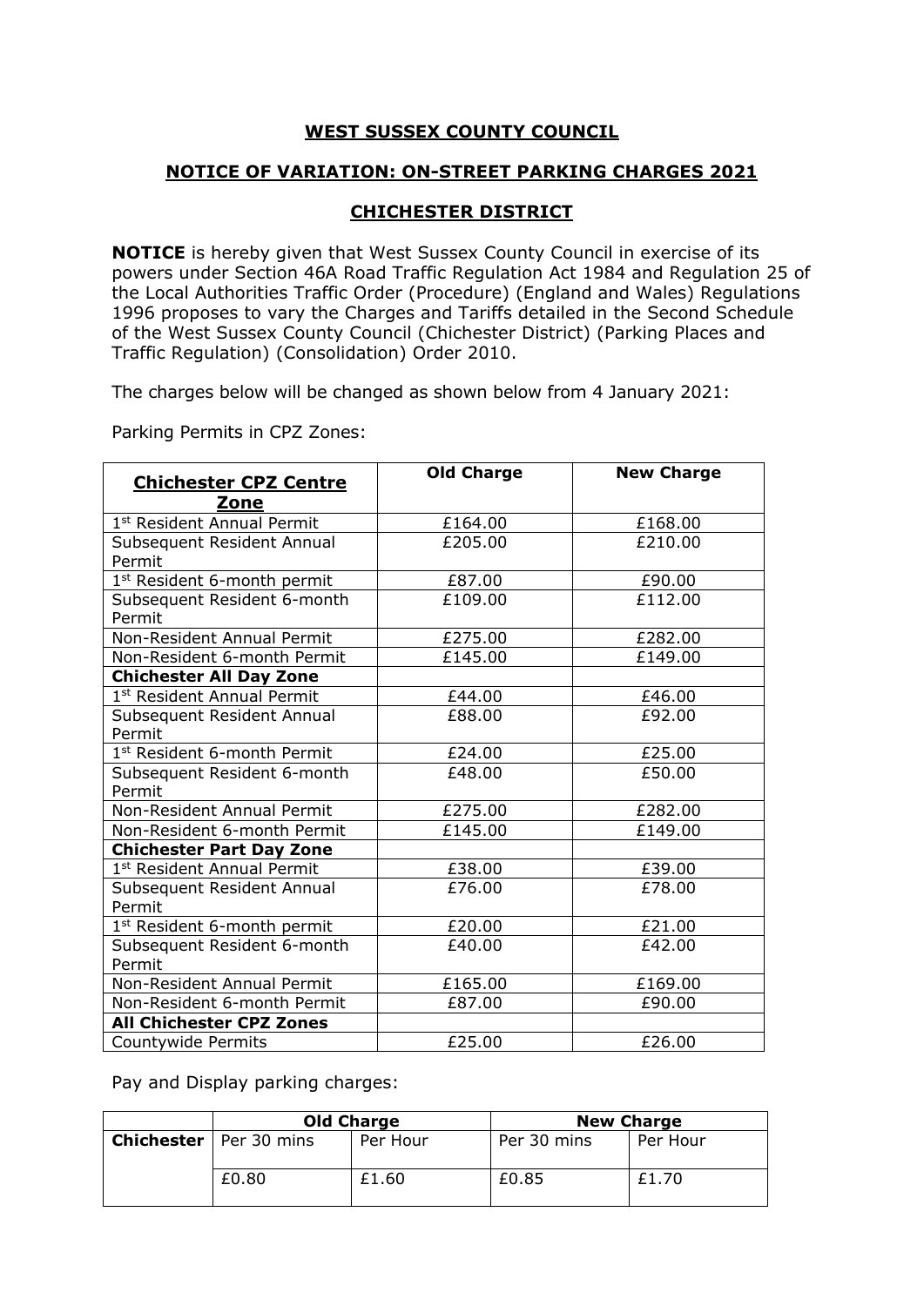## WEST SUSSEX COUNTY COUNCIL

## NOTICE OF VARIATION: ON-STREET PARKING CHARGES 2021

## CHICHESTER DISTRICT

**NOTICE** is hereby given that West Sussex County Council in exercise of its powers under Section 46A Road Traffic Regulation Act 1984 and Regulation 25 of the Local Authorities Traffic Order (Procedure) (England and Wales) Regulations 1996 proposes to vary the Charges and Tariffs detailed in the Second Schedule of the West Sussex County Council (Chichester District) (Parking Places and Traffic Regulation) (Consolidation) Order 2010.

The charges below will be changed as shown below from 4 January 2021:

Parking Permits in CPZ Zones:

| **Chichester CPZ Centre Zone** | **Old Charge** | **New Charge** |
|---|---|---|
| 1st Resident Annual Permit | £164.00 | £168.00 |
| Subsequent Resident Annual Permit | £205.00 | £210.00 |
| 1st Resident 6-month permit | £87.00 | £90.00 |
| Subsequent Resident 6-month Permit | £109.00 | £112.00 |
| Non-Resident Annual Permit | £275.00 | £282.00 |
| Non-Resident 6-month Permit | £145.00 | £149.00 |
| **Chichester All Day Zone** | | |
| 1st Resident Annual Permit | £44.00 | £46.00 |
| Subsequent Resident Annual Permit | £88.00 | £92.00 |
| 1st Resident 6-month Permit | £24.00 | £25.00 |
| Subsequent Resident 6-month Permit | £48.00 | £50.00 |
| Non-Resident Annual Permit | £275.00 | £282.00 |
| Non-Resident 6-month Permit | £145.00 | £149.00 |
| **Chichester Part Day Zone** | | |
| 1st Resident Annual Permit | £38.00 | £39.00 |
| Subsequent Resident Annual Permit | £76.00 | £78.00 |
| 1st Resident 6-month permit | £20.00 | £21.00 |
| Subsequent Resident 6-month Permit | £40.00 | £42.00 |
| Non-Resident Annual Permit | £165.00 | £169.00 |
| Non-Resident 6-month Permit | £87.00 | £90.00 |
| **All Chichester CPZ Zones** | | |
| Countywide Permits | £25.00 | £26.00 |

Pay and Display parking charges:

| | **Old Charge** | | **New Charge** | |
|---|---|---|---|---|
| **Chichester** | Per 30 mins | Per Hour | Per 30 mins | Per Hour |
| | £0.80 | £1.60 | £0.85 | £1.70 |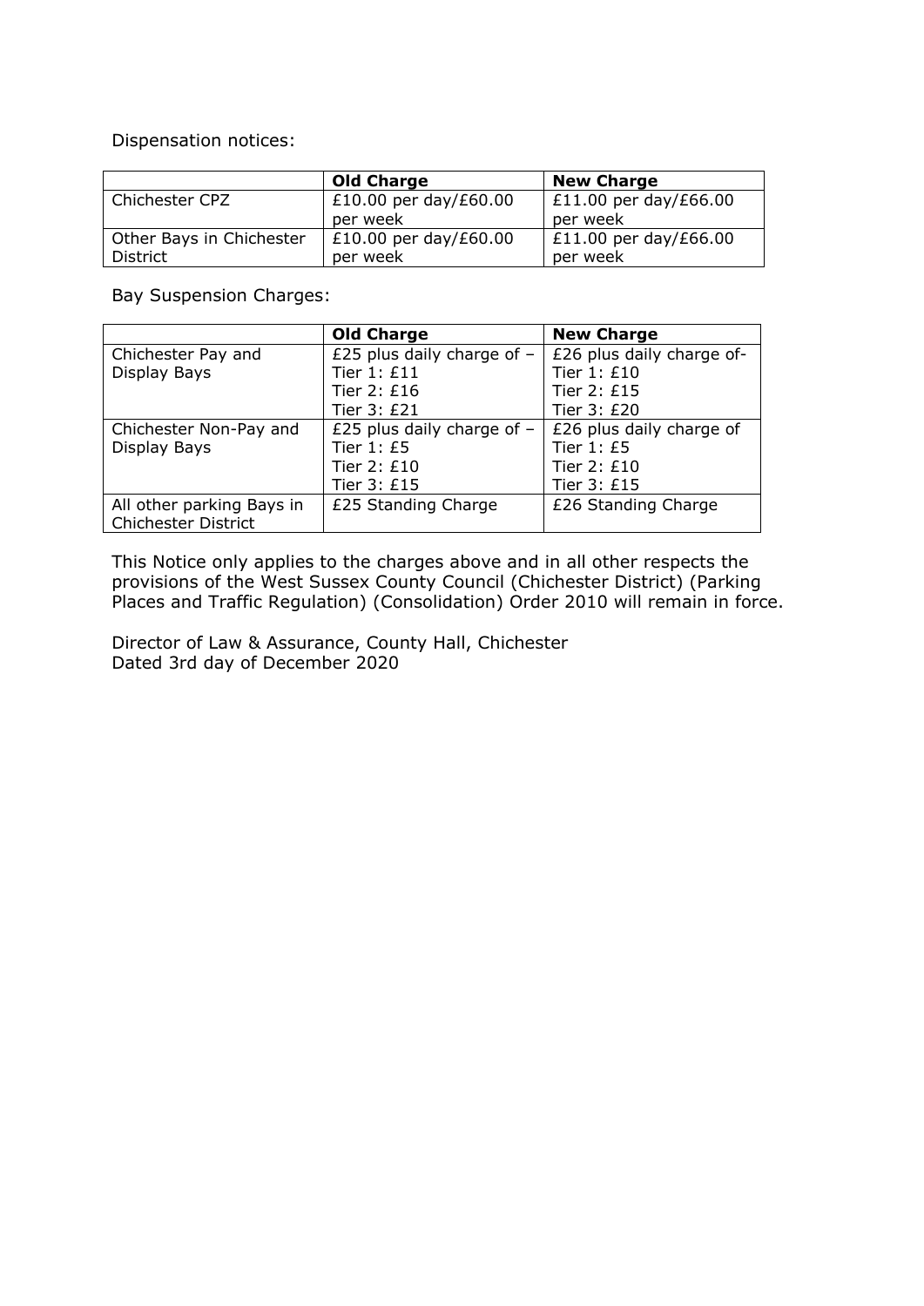Dispensation notices:

| | Old Charge | New Charge |
|---|---|---|
| Chichester CPZ | £10.00 per day/£60.00 per week | £11.00 per day/£66.00 per week |
| Other Bays in Chichester District | £10.00 per day/£60.00 per week | £11.00 per day/£66.00 per week |

Bay Suspension Charges:

| | Old Charge | New Charge |
|---|---|---|
| Chichester Pay and Display Bays | £25 plus daily charge of – Tier 1: £11 Tier 2: £16 Tier 3: £21 | £26 plus daily charge of- Tier 1: £10 Tier 2: £15 Tier 3: £20 |
| Chichester Non-Pay and Display Bays | £25 plus daily charge of – Tier 1: £5 Tier 2: £10 Tier 3: £15 | £26 plus daily charge of Tier 1: £5 Tier 2: £10 Tier 3: £15 |
| All other parking Bays in Chichester District | £25 Standing Charge | £26 Standing Charge |

This Notice only applies to the charges above and in all other respects the provisions of the West Sussex County Council (Chichester District) (Parking Places and Traffic Regulation) (Consolidation) Order 2010 will remain in force.

Director of Law & Assurance, County Hall, Chichester
Dated 3rd day of December 2020